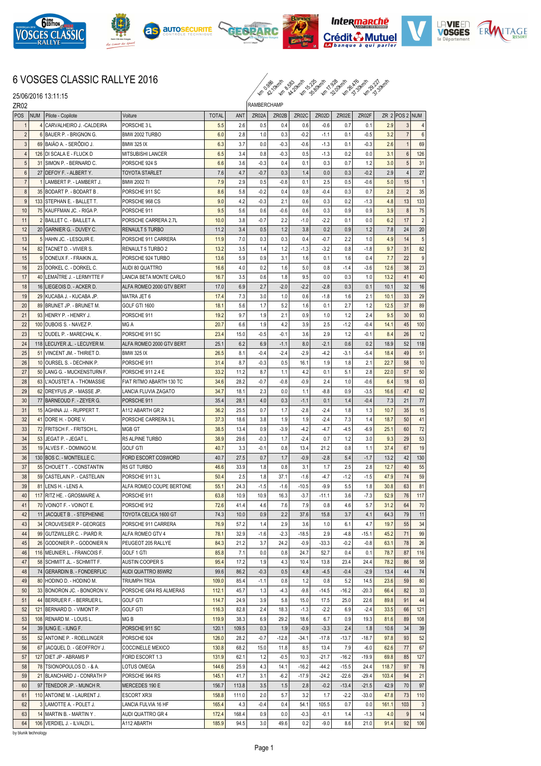# 6 VOSGES CLASSIC RALLYE 2016

25/06/2016 13:11:15

ZR02

RAMBERCHAMP

km 0.986 42.10km/h | km 8.583 44.20km/h | km 15.225 35.80km/h | km 17.928 32.00km/h | km 26.476 37.30km/h | km 29.227 37.30km/h

| POS | NUM | Pilote - Copilote | Voiture | TOTAL | ANT | ZR02A | ZR02B | ZR02C | ZR02D | ZR02E | ZR02F | ZR 2 | POS 2 | NUM |
|---|---|---|---|---|---|---|---|---|---|---|---|---|---|---|
| 1 | 4 | CARVALHEIRO J. -CALDEIRA | PORSCHE 3 L | 5.5 | 2.6 | 0.5 | 0.4 | 0.6 | -0.6 | 0.7 | 0.1 | 2.9 | 3 | 4 |
| 2 | 6 | BAUER P. - BRIGNON G. | BMW 2002 TURBO | 6.0 | 2.8 | 1.0 | 0.3 | -0.2 | -1.1 | 0.1 | -0.5 | 3.2 | 7 | 6 |
| 3 | 69 | BAIÃO A. - SERÔDIO J. | BMW 325 IX | 6.3 | 3.7 | 0.0 | -0.3 | -0.6 | -1.3 | 0.1 | -0.3 | 2.6 | 1 | 69 |
| 4 | 126 | DI SCALA E - FLUCK D | MITSUBISHI LANCER | 6.5 | 3.4 | 0.8 | -0.3 | 0.5 | -1.3 | 0.2 | 0.0 | 3.1 | 6 | 126 |
| 5 | 31 | SIMON P. - BERNARD C. | PORSCHE 924 S | 6.6 | 3.6 | -0.3 | 0.4 | 0.1 | 0.3 | 0.7 | 1.2 | 3.0 | 5 | 31 |
| 6 | 27 | DEFOY F. - ALBERT Y. | TOYOTA STARLET | 7.6 | 4.7 | -0.7 | 0.3 | 1.4 | 0.0 | 0.3 | -0.2 | 2.9 | 4 | 27 |
| 7 | 1 | LAMBERT P. - LAMBERT J. | BMW 2002 TI | 7.9 | 2.9 | 0.5 | -0.8 | 0.1 | 2.5 | 0.5 | -0.6 | 5.0 | 15 | 1 |
| 8 | 35 | BODART P. - BODART B . | PORSCHE 911 SC | 8.6 | 5.8 | -0.2 | 0.4 | 0.8 | -0.4 | 0.3 | 0.7 | 2.8 | 2 | 35 |
| 9 | 133 | STEPHAN E. - BALLET T. | PORSCHE 968 CS | 9.0 | 4.2 | -0.3 | 2.1 | 0.6 | 0.3 | 0.2 | -1.3 | 4.8 | 13 | 133 |
| 10 | 75 | KAUFFMAN JC. - RIGA P. | PORSCHE 911 | 9.5 | 5.6 | 0.6 | -0.6 | 0.6 | 0.3 | 0.9 | 0.9 | 3.9 | 8 | 75 |
| 11 | 2 | BAILLET C. - BAILLET A. | PORSCHE CARRERA 2.7L | 10.0 | 3.8 | -0.7 | 2.2 | -1.0 | -2.2 | 0.1 | 0.0 | 6.2 | 17 | 2 |
| 12 | 20 | GARNIER G. - DUVEY C. | RENAULT 5 TURBO | 11.2 | 3.4 | 0.5 | 1.2 | 3.8 | 0.2 | 0.9 | 1.2 | 7.8 | 24 | 20 |
| 13 | 5 | HAHN JC. - LESQUIR E. | PORSCHE 911 CARRERA | 11.9 | 7.0 | 0.3 | 0.3 | 0.4 | -0.7 | 2.2 | 1.0 | 4.9 | 14 | 5 |
| 14 | 82 | TACNET D. - VIVIER S. | RENAULT 5 TURBO 2 | 13.2 | 3.5 | 1.4 | 1.2 | -1.3 | -3.2 | 0.8 | -1.8 | 9.7 | 31 | 82 |
| 15 | 9 | DONEUX F. - FRAIKIN JL. | PORSCHE 924 TURBO | 13.6 | 5.9 | 0.9 | 3.1 | 1.6 | 0.1 | 1.6 | 0.4 | 7.7 | 22 | 9 |
| 16 | 23 | DORKEL C. - DORKEL C. | AUDI 80 QUATTRO | 16.6 | 4.0 | 0.2 | 1.6 | 5.0 | 0.8 | -1.4 | -3.6 | 12.6 | 38 | 23 |
| 17 | 40 | LEMAÎTRE J. - LERMYTTE F | LANCIA BETA MONTE CARLO | 16.7 | 3.5 | 0.6 | 1.8 | 9.5 | 0.0 | 0.3 | 1.0 | 13.2 | 41 | 40 |
| 18 | 16 | LIEGEOIS D. - ACKER D. | ALFA ROMEO 2000 GTV BERT | 17.0 | 6.9 | 2.7 | -2.0 | -2.2 | -2.8 | 0.3 | 0.1 | 10.1 | 32 | 16 |
| 19 | 29 | KUCABA J. - KUCABA JP. | MATRA JET 6 | 17.4 | 7.3 | 3.0 | 1.0 | 0.6 | -1.8 | 1.6 | 2.1 | 10.1 | 33 | 29 |
| 20 | 89 | BRUNET JP. - BRUNET M. | GOLF GTI 1600 | 18.1 | 5.6 | 1.7 | 5.2 | 1.6 | 0.1 | 2.7 | 1.2 | 12.5 | 37 | 89 |
| 21 | 93 | HENRY P. - HENRY J. | PORSCHE 911 | 19.2 | 9.7 | 1.9 | 2.1 | 0.9 | 1.0 | 1.2 | 2.4 | 9.5 | 30 | 93 |
| 22 | 100 | DUBOIS S. - NAVEZ P. | MG A | 20.7 | 6.6 | 1.9 | 4.2 | 3.9 | 2.5 | -1.2 | -0.4 | 14.1 | 45 | 100 |
| 23 | 12 | DUDEL P. - MARECHAL K . | PORSCHE 911 SC | 23.4 | 15.0 | -0.5 | -0.1 | 3.6 | 2.9 | 1.2 | -0.1 | 8.4 | 26 | 12 |
| 24 | 118 | LECUYER JL. - LECUYER M. | ALFA ROMEO 2000 GTV BERT | 25.1 | 6.2 | 6.9 | -1.1 | 8.0 | -2.1 | 0.6 | 0.2 | 18.9 | 52 | 118 |
| 25 | 51 | VINCENT JM. - THIRIET D. | BMW 325 IX | 26.5 | 8.1 | -0.4 | -2.4 | -2.9 | -4.2 | -3.1 | -5.4 | 18.4 | 49 | 51 |
| 26 | 10 | OURSEL S. - DECHNIK P. | PORSCHE 911 | 31.4 | 8.7 | -0.3 | 0.5 | 16.1 | 1.9 | 1.8 | 2.1 | 22.7 | 58 | 10 |
| 27 | 50 | LANG G. - MUCKENSTURN F. | PORSCHE 911 2.4 E | 33.2 | 11.2 | 8.7 | 1.1 | 4.2 | 0.1 | 5.1 | 2.8 | 22.0 | 57 | 50 |
| 28 | 63 | L'AOUSTET A. - THOMASSIE | FIAT RITMO ABARTH 130 TC | 34.6 | 28.2 | -0.7 | -0.8 | -0.9 | 2.4 | 1.0 | -0.6 | 6.4 | 18 | 63 |
| 29 | 62 | DREYFUS JP. - MASSE JP. | LANCIA FLUVIA ZAGATO | 34.7 | 18.1 | 2.3 | 0.0 | 1.1 | -8.8 | 0.9 | -3.5 | 16.6 | 47 | 62 |
| 30 | 77 | BARNEOUD F. - ZEYER G. | PORSCHE 911 | 35.4 | 28.1 | 4.0 | 0.3 | -1.1 | 0.1 | 1.4 | -0.4 | 7.3 | 21 | 77 |
| 31 | 15 | AGHINA JJ. - RUPPERT T. | A112 ABARTH GR 2 | 36.2 | 25.5 | 0.7 | 1.7 | -2.8 | -2.4 | 1.8 | 1.3 | 10.7 | 35 | 15 |
| 32 | 41 | DORE H. - DORE V. | PORSCHE CARRERA 3 L | 37.3 | 18.6 | 3.8 | 1.9 | 1.9 | -2.4 | 7.3 | 1.4 | 18.7 | 50 | 41 |
| 33 | 72 | FRITSCH F. - FRITSCH L. | MGB GT | 38.5 | 13.4 | 0.9 | -3.9 | -4.2 | -4.7 | -4.5 | -6.9 | 25.1 | 60 | 72 |
| 34 | 53 | JEGAT P. - JEGAT L. | R5 ALPINE TURBO | 38.9 | 29.6 | -0.3 | 1.7 | -2.4 | 0.7 | 1.2 | 3.0 | 9.3 | 29 | 53 |
| 35 | 19 | ALVES F. - DOMINGO M. | GOLF GTI | 40.7 | 3.3 | -0.1 | 0.8 | 13.4 | 21.2 | 0.8 | 1.1 | 37.4 | 67 | 19 |
| 36 | 130 | BOS C. - MONTEILLE C. | FORD ESCORT COSWORD | 40.7 | 27.5 | 0.7 | 1.7 | -0.9 | -2.8 | 5.4 | -1.7 | 13.2 | 42 | 130 |
| 37 | 55 | CHOUET T . - CONSTANTIN | R5 GT TURBO | 46.6 | 33.9 | 1.8 | 0.8 | 3.1 | 1.7 | 2.5 | 2.8 | 12.7 | 40 | 55 |
| 38 | 59 | CASTELAIN P. - CASTELAIN | PORSCHE 911 3 L | 50.4 | 2.5 | 1.8 | 37.1 | -1.6 | -4.7 | -1.2 | -1.5 | 47.9 | 74 | 59 |
| 39 | 81 | LENS H. - LENS A. | ALFA ROMEO COUPE BERTONE | 55.1 | 24.3 | -1.5 | -1.6 | -10.5 | -9.9 | 5.5 | 1.8 | 30.8 | 63 | 81 |
| 40 | 117 | RITZ HE. - GROSMAIRE A. | PORSCHE 911 | 63.8 | 10.9 | 10.9 | 16.3 | -3.7 | -11.1 | 3.6 | -7.3 | 52.9 | 76 | 117 |
| 41 | 70 | VOINOT F. - VOINOT E. | PORSCHE 912 | 72.6 | 41.4 | 4.6 | 7.6 | 7.9 | 0.8 | 4.6 | 5.7 | 31.2 | 64 | 70 |
| 42 | 11 | JACQUET B . - STEPHENNE | TOYOTA CELICA 1600 GT | 74.3 | 10.0 | 0.9 | 2.2 | 37.6 | 15.8 | 3.7 | 4.1 | 64.3 | 79 | 11 |
| 43 | 34 | CROUVESIER P - GEORGES | PORSCHE 911 CARRERA | 76.9 | 57.2 | 1.4 | 2.9 | 3.6 | 1.0 | 6.1 | 4.7 | 19.7 | 55 | 34 |
| 44 | 99 | GUTZWILLER C. - PIARD R. | ALFA ROMEO GTV 4 | 78.1 | 32.9 | -1.6 | -2.3 | -18.5 | 2.9 | -4.8 | -15.1 | 45.2 | 71 | 99 |
| 45 | 26 | GODONIER P. - GODONIER N | PEUGEOT 205 RALLYE | 84.3 | 21.2 | 3.7 | 24.2 | -0.9 | -33.3 | -0.2 | -0.8 | 63.1 | 78 | 26 |
| 46 | 116 | MEUNIER L. - FRANCOIS F. | GOLF 1 GTI | 85.8 | 7.1 | 0.0 | 0.8 | 24.7 | 52.7 | 0.4 | 0.1 | 78.7 | 87 | 116 |
| 47 | 58 | SCHMITT JL. - SCHMITT F. | AUSTIN COOPER S | 95.4 | 17.2 | 1.9 | 4.3 | 10.4 | 13.8 | 23.4 | 24.4 | 78.2 | 86 | 58 |
| 48 | 74 | GERARDIN B. - FONDERFLIC | AUDI QUATTRO 85WR2 | 99.6 | 86.2 | -0.3 | 0.5 | 4.8 | -4.5 | -0.4 | -2.9 | 13.4 | 44 | 74 |
| 49 | 80 | HODINO D. - HODINO M. | TRIUMPH TR3A | 109.0 | 85.4 | -1.1 | 0.8 | 1.2 | 0.8 | 5.2 | 14.5 | 23.6 | 59 | 80 |
| 50 | 33 | BONORON JC. - BONORON V. | PORSCHE GR4 RS ALMERAS | 112.1 | 45.7 | 1.3 | -4.3 | -9.8 | -14.5 | -16.2 | -20.3 | 66.4 | 82 | 33 |
| 51 | 44 | BERRUER F. - BERRUER L. | GOLF GTI | 114.7 | 24.9 | 3.9 | 5.8 | 15.0 | 17.5 | 25.0 | 22.6 | 89.8 | 91 | 44 |
| 52 | 121 | BERNARD D. - VIMONT P. | GOLF GTI | 116.3 | 82.8 | 2.4 | 18.3 | -1.3 | -2.2 | 6.9 | -2.4 | 33.5 | 66 | 121 |
| 53 | 108 | RENARD M. - LOUIS L. | MG B | 119.9 | 38.3 | 6.9 | 29.2 | 18.6 | 6.7 | 0.9 | 19.3 | 81.6 | 89 | 108 |
| 54 | 39 | IUNG E. - IUNG F. | PORSCHE 911 SC | 120.1 | 109.5 | 0.3 | 1.9 | -0.9 | -3.3 | 2.4 | 1.8 | 10.6 | 34 | 39 |
| 55 | 52 | ANTOINE P. - ROELLINGER | PORSCHE 924 | 126.0 | 28.2 | -0.7 | -12.8 | -34.1 | -17.8 | -13.7 | -18.7 | 97.8 | 93 | 52 |
| 56 | 67 | JACQUEL D. - GEOFFROY J. | COCCINELLE MEXICO | 130.8 | 68.2 | 15.0 | 11.8 | 8.5 | 13.4 | 7.9 | -6.0 | 62.6 | 77 | 67 |
| 57 | 127 | DIET JP - ABRAMS P | FORD ESCORT 1.3 | 131.9 | 62.1 | 1.2 | -0.5 | 10.3 | -21.7 | -16.2 | -19.9 | 69.8 | 85 | 127 |
| 58 | 78 | TSIONOPOULOS D. - & A. | LOTUS OMEGA | 144.6 | 25.9 | 4.3 | 14.1 | -16.2 | -44.2 | -15.5 | 24.4 | 118.7 | 97 | 78 |
| 59 | 21 | BLANCHARD J - CONRATH P | PORSCHE 964 RS | 145.1 | 41.7 | 3.1 | -6.2 | -17.9 | -24.2 | -22.6 | -29.4 | 103.4 | 94 | 21 |
| 60 | 97 | TENEDOR JP. - MUNCH R. | MERCEDES 190 E | 156.7 | 113.8 | 3.5 | 1.5 | 2.8 | -0.2 | -13.4 | -21.5 | 42.9 | 70 | 97 |
| 61 | 110 | ANTOINE M. - LAURENT J. | ESCORT XR3I | 158.8 | 111.0 | 2.0 | 5.7 | 3.2 | 1.7 | -2.2 | -33.0 | 47.8 | 73 | 110 |
| 62 | 3 | LAMOTTE A. - POLET J. | LANCIA FULVIA 16 HF | 165.4 | 4.3 | -0.4 | 0.4 | 54.1 | 105.5 | 0.7 | 0.0 | 161.1 | 103 | 3 |
| 63 | 14 | MARTIN B. - MARTIN Y . | AUDI QUATTRO GR 4 | 172.4 | 168.4 | 0.9 | 0.0 | -0.3 | -0.1 | 1.4 | -1.3 | 4.0 | 9 | 14 |
| 64 | 106 | VERDIEL J. - ILVALDI L. | A112 ABARTH | 185.9 | 94.5 | 3.0 | 49.6 | 0.2 | -9.0 | 8.6 | 21.0 | 91.4 | 92 | 106 |

by blunik technology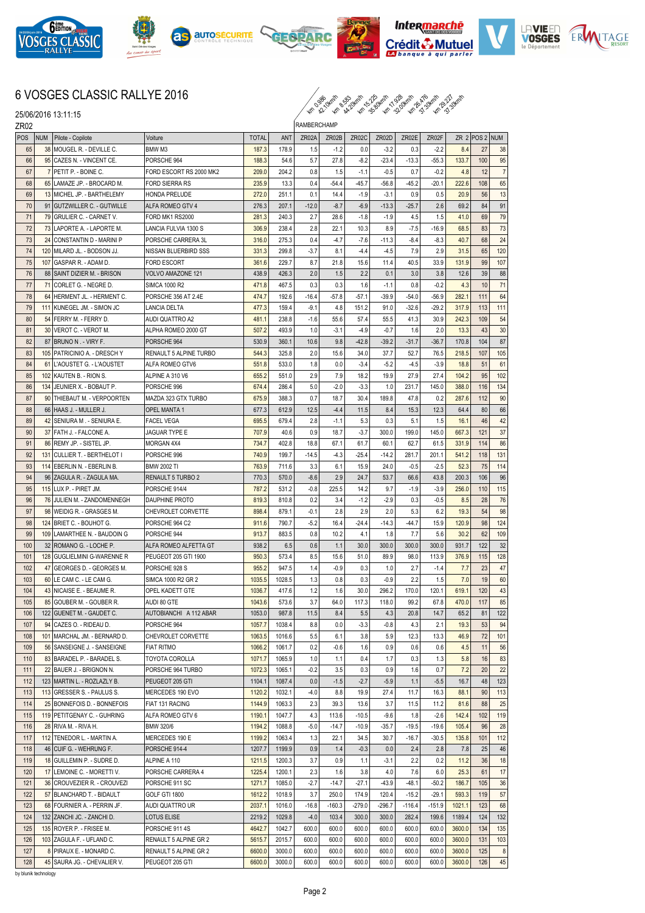# 6 VOSGES CLASSIC RALLYE 2016

25/06/2016 13:11:15

ZR02

| | | | | | | RAMBERCHAMP | | | | | | | | |
|---|---|---|---|---|---|---|---|---|---|---|---|---|---|---|
| | | | | | | km 0.986 42.10km/h | km 8.583 44.20km/h | km 15.225 35.80km/h | km 17.928 32.00km/h | km 26.476 37.30km/h | km 29.227 37.30km/h | | | |
| POS | NUM | Pilote - Copilote | Voiture | TOTAL | ANT | ZR02A | ZR02B | ZR02C | ZR02D | ZR02E | ZR02F | ZR 2 | POS 2 | NUM |
| 65 | 38 | MOUGEL R. - DEVILLE C. | BMW M3 | 187.3 | 178.9 | 1.5 | -1.2 | 0.0 | -3.2 | 0.3 | -2.2 | 8.4 | 27 | 38 |
| 66 | 95 | CAZES N. - VINCENT CE. | PORSCHE 964 | 188.3 | 54.6 | 5.7 | 27.8 | -8.2 | -23.4 | -13.3 | -55.3 | 133.7 | 100 | 95 |
| 67 | 7 | PETIT P. - BOINE C. | FORD ESCORT RS 2000 MK2 | 209.0 | 204.2 | 0.8 | 1.5 | -1.1 | -0.5 | 0.7 | -0.2 | 4.8 | 12 | 7 |
| 68 | 65 | LAMAZE JP. - BROCARD M. | FORD SIERRA RS | 235.9 | 13.3 | 0.4 | -54.4 | -45.7 | -56.8 | -45.2 | -20.1 | 222.6 | 108 | 65 |
| 69 | 13 | MICHEL JP. - BARTHELEMY | HONDA PRELUDE | 272.0 | 251.1 | 0.1 | 14.4 | -1.9 | -3.1 | 0.9 | 0.5 | 20.9 | 56 | 13 |
| 70 | 91 | GUTZWILLER C. - GUTWILLE | ALFA ROMEO GTV 4 | 276.3 | 207.1 | -12.0 | -8.7 | -6.9 | -13.3 | -25.7 | 2.6 | 69.2 | 84 | 91 |
| 71 | 79 | GRULIER C. - CARNET V. | FORD MK1 RS2000 | 281.3 | 240.3 | 2.7 | 28.6 | -1.8 | -1.9 | 4.5 | 1.5 | 41.0 | 69 | 79 |
| 72 | 73 | LAPORTE A. - LAPORTE M. | LANCIA FULVIA 1300 S | 306.9 | 238.4 | 2.8 | 22.1 | 10.3 | 8.9 | -7.5 | -16.9 | 68.5 | 83 | 73 |
| 73 | 24 | CONSTANTIN D - MARINI P | PORSCHE CARRERA 3L | 316.0 | 275.3 | 0.4 | -4.7 | -7.6 | -11.3 | -8.4 | -8.3 | 40.7 | 68 | 24 |
| 74 | 120 | MILARD JL. - BODSON JJ. | NISSAN BLUERBIRD SSS | 331.3 | 299.8 | -3.7 | 8.1 | -4.4 | -4.5 | 7.9 | 2.9 | 31.5 | 65 | 120 |
| 75 | 107 | GASPAR R. - ADAM D. | FORD ESCORT | 361.6 | 229.7 | 8.7 | 21.8 | 15.6 | 11.4 | 40.5 | 33.9 | 131.9 | 99 | 107 |
| 76 | 88 | SAINT DIZIER M. - BRISON | VOLVO AMAZONE 121 | 438.9 | 426.3 | 2.0 | 1.5 | 2.2 | 0.1 | 3.0 | 3.8 | 12.6 | 39 | 88 |
| 77 | 71 | CORLET G. - NEGRE D. | SIMCA 1000 R2 | 471.8 | 467.5 | 0.3 | 0.3 | 1.6 | -1.1 | 0.8 | -0.2 | 4.3 | 10 | 71 |
| 78 | 64 | HERMENT JL. - HERMENT C. | PORSCHE 356 AT 2.4E | 474.7 | 192.6 | -16.4 | -57.8 | -57.1 | -39.9 | -54.0 | -56.9 | 282.1 | 111 | 64 |
| 79 | 111 | KUNEGEL JM. - SIMON JC | LANCIA DELTA | 477.3 | 159.4 | -9.1 | 4.8 | 151.2 | 91.0 | -32.6 | -29.2 | 317.9 | 113 | 111 |
| 80 | 54 | FERRY M. - FERRY D. | AUDI QUATTRO A2 | 481.1 | 238.8 | -1.6 | 55.6 | 57.4 | 55.5 | 41.3 | 30.9 | 242.3 | 109 | 54 |
| 81 | 30 | VEROT C. - VEROT M. | ALPHA ROMEO 2000 GT | 507.2 | 493.9 | 1.0 | -3.1 | -4.9 | -0.7 | 1.6 | 2.0 | 13.3 | 43 | 30 |
| 82 | 87 | BRUNO N . - VIRY F. | PORSCHE 964 | 530.9 | 360.1 | 10.6 | 9.8 | -42.8 | -39.2 | -31.7 | -36.7 | 170.8 | 104 | 87 |
| 83 | 105 | PATRICINIO A. - DRESCH Y | RENAULT 5 ALPINE TURBO | 544.3 | 325.8 | 2.0 | 15.6 | 34.0 | 37.7 | 52.7 | 76.5 | 218.5 | 107 | 105 |
| 84 | 61 | L'AOUSTET G. - L'AOUSTET | ALFA ROMEO GTV6 | 551.8 | 533.0 | 1.8 | 0.0 | -3.4 | -5.2 | -4.5 | -3.9 | 18.8 | 51 | 61 |
| 85 | 102 | KAUTEN B. - RION S. | ALPINE A 310 V6 | 655.2 | 551.0 | 2.9 | 7.9 | 18.2 | 19.9 | 27.9 | 27.4 | 104.2 | 95 | 102 |
| 86 | 134 | JEUNIER X. - BOBAUT P. | PORSCHE 996 | 674.4 | 286.4 | 5.0 | -2.0 | -3.3 | 1.0 | 231.7 | 145.0 | 388.0 | 116 | 134 |
| 87 | 90 | THIEBAUT M. - VERPOORTEN | MAZDA 323 GTX TURBO | 675.9 | 388.3 | 0.7 | 18.7 | 30.4 | 189.8 | 47.8 | 0.2 | 287.6 | 112 | 90 |
| 88 | 66 | HAAS J. - MULLER J. | OPEL MANTA 1 | 677.3 | 612.9 | 12.5 | -4.4 | 11.5 | 8.4 | 15.3 | 12.3 | 64.4 | 80 | 66 |
| 89 | 42 | SENIURA M . - SENIURA E. | FACEL VEGA | 695.5 | 679.4 | 2.8 | -1.1 | 5.3 | 0.3 | 5.1 | 1.5 | 16.1 | 46 | 42 |
| 90 | 37 | FATH J. - FALCONE A. | JAGUAR TYPE E | 707.9 | 40.6 | 0.9 | 18.7 | -3.7 | 300.0 | 199.0 | 145.0 | 667.3 | 121 | 37 |
| 91 | 86 | REMY JP. - SISTEL JP. | MORGAN 4X4 | 734.7 | 402.8 | 18.8 | 67.1 | 61.7 | 60.1 | 62.7 | 61.5 | 331.9 | 114 | 86 |
| 92 | 131 | CULLIER T. - BERTHELOT I | PORSCHE 996 | 740.9 | 199.7 | -14.5 | -4.3 | -25.4 | -14.2 | 281.7 | 201.1 | 541.2 | 118 | 131 |
| 93 | 114 | EBERLIN N. - EBERLIN B. | BMW 2002 TI | 763.9 | 711.6 | 3.3 | 6.1 | 15.9 | 24.0 | -0.5 | -2.5 | 52.3 | 75 | 114 |
| 94 | 96 | ZAGULA R. - ZAGULA MA. | RENAULT 5 TURBO 2 | 770.3 | 570.0 | -8.6 | 2.9 | 24.7 | 53.7 | 66.6 | 43.8 | 200.3 | 106 | 96 |
| 95 | 115 | LUX P. - PIRET JM. | PORSCHE 914/4 | 787.2 | 531.2 | -0.8 | 225.5 | 14.2 | 9.7 | -1.9 | -3.9 | 256.0 | 110 | 115 |
| 96 | 76 | JULIEN M. - ZANDOMENNEGH | DAUPHINE PROTO | 819.3 | 810.8 | 0.2 | 3.4 | -1.2 | -2.9 | 0.3 | -0.5 | 8.5 | 28 | 76 |
| 97 | 98 | WEIDIG R. - GRASGES M. | CHEVROLET CORVETTE | 898.4 | 879.1 | -0.1 | 2.8 | 2.9 | 2.0 | 5.3 | 6.2 | 19.3 | 54 | 98 |
| 98 | 124 | BRIET C. - BOUHOT G. | PORSCHE 964 C2 | 911.6 | 790.7 | -5.2 | 16.4 | -24.4 | -14.3 | -44.7 | 15.9 | 120.9 | 98 | 124 |
| 99 | 109 | LAMARTHEE N. - BAUDOIN G | PORSCHE 944 | 913.7 | 883.5 | 0.8 | 10.2 | 4.1 | 1.8 | 7.7 | 5.6 | 30.2 | 62 | 109 |
| 100 | 32 | ROMANO G. - LOCHE P. | ALFA ROMEO ALFETTA GT | 938.2 | 6.5 | 0.6 | 1.1 | 30.0 | 300.0 | 300.0 | 300.0 | 931.7 | 122 | 32 |
| 101 | 128 | GUGLIELMINI G-WARENNE R | PEUGEOT 205 GTI 1900 | 950.3 | 573.4 | 8.5 | 15.6 | 51.0 | 89.9 | 98.0 | 113.9 | 376.9 | 115 | 128 |
| 102 | 47 | GEORGES D. - GEORGES M. | PORSCHE 928 S | 955.2 | 947.5 | 1.4 | -0.9 | 0.3 | 1.0 | 2.7 | -1.4 | 7.7 | 23 | 47 |
| 103 | 60 | LE CAM C. - LE CAM G. | SIMCA 1000 R2 GR 2 | 1035.5 | 1028.5 | 1.3 | 0.8 | 0.3 | -0.9 | 2.2 | 1.5 | 7.0 | 19 | 60 |
| 104 | 43 | NICAISE E. - BEAUME R. | OPEL KADETT GTE | 1036.7 | 417.6 | 1.2 | 1.6 | 30.0 | 296.2 | 170.0 | 120.1 | 619.1 | 120 | 43 |
| 105 | 85 | GOUBER M. - GOUBER R. | AUDI 80 GTE | 1043.6 | 573.6 | 3.7 | 64.0 | 117.3 | 118.0 | 99.2 | 67.8 | 470.0 | 117 | 85 |
| 106 | 122 | GUENET M. - GAUDET C. | AUTOBIANCHI A 112 ABAR | 1053.0 | 987.8 | 11.5 | 8.4 | 5.5 | 4.3 | 20.8 | 14.7 | 65.2 | 81 | 122 |
| 107 | 94 | CAZES O. - RIDEAU D. | PORSCHE 964 | 1057.7 | 1038.4 | 8.8 | 0.0 | -3.3 | -0.8 | 4.3 | 2.1 | 19.3 | 53 | 94 |
| 108 | 101 | MARCHAL JM. - BERNARD D. | CHEVROLET CORVETTE | 1063.5 | 1016.6 | 5.5 | 6.1 | 3.8 | 5.9 | 12.3 | 13.3 | 46.9 | 72 | 101 |
| 109 | 56 | SANSEIGNE J. - SANSEIGNE | FIAT RITMO | 1066.2 | 1061.7 | 0.2 | -0.6 | 1.6 | 0.9 | 0.6 | 0.6 | 4.5 | 11 | 56 |
| 110 | 83 | BARADEL P. - BARADEL S. | TOYOTA COROLLA | 1071.7 | 1065.9 | 1.0 | 1.1 | 0.4 | 1.7 | 0.3 | 1.3 | 5.8 | 16 | 83 |
| 111 | 22 | BAUER J. - BRIGNON N. | PORSCHE 964 TURBO | 1072.3 | 1065.1 | -0.2 | 3.5 | 0.3 | 0.9 | 1.6 | 0.7 | 7.2 | 20 | 22 |
| 112 | 123 | MARTIN L. - ROZLAZLY B. | PEUGEOT 205 GTI | 1104.1 | 1087.4 | 0.0 | -1.5 | -2.7 | -5.9 | 1.1 | -5.5 | 16.7 | 48 | 123 |
| 113 | 113 | GRESSER S. - PAULUS S. | MERCEDES 190 EVO | 1120.2 | 1032.1 | -4.0 | 8.8 | 19.9 | 27.4 | 11.7 | 16.3 | 88.1 | 90 | 113 |
| 114 | 25 | BONNEFOIS D. - BONNEFOIS | FIAT 131 RACING | 1144.9 | 1063.3 | 2.3 | 39.3 | 13.6 | 3.7 | 11.5 | 11.2 | 81.6 | 88 | 25 |
| 115 | 119 | PETITGENAY C. - GUHRING | ALFA ROMEO GTV 6 | 1190.1 | 1047.7 | 4.3 | 113.6 | -10.5 | -9.6 | 1.8 | -2.6 | 142.4 | 102 | 119 |
| 116 | 28 | RIVA M. - RIVA H. | BMW 320/6 | 1194.2 | 1088.8 | -5.0 | -14.7 | -10.9 | -35.7 | -19.5 | -19.6 | 105.4 | 96 | 28 |
| 117 | 112 | TENEDOR L. - MARTIN A. | MERCEDES 190 E | 1199.2 | 1063.4 | 1.3 | 22.1 | 34.5 | 30.7 | -16.7 | -30.5 | 135.8 | 101 | 112 |
| 118 | 46 | CUIF G. - WEHRUNG F. | PORSCHE 914-4 | 1207.7 | 1199.9 | 0.9 | 1.4 | -0.3 | 0.0 | 2.4 | 2.8 | 7.8 | 25 | 46 |
| 119 | 18 | GUILLEMIN P. - SUDRE D. | ALPINE A 110 | 1211.5 | 1200.3 | 3.7 | 0.9 | 1.1 | -3.1 | 2.2 | 0.2 | 11.2 | 36 | 18 |
| 120 | 17 | LEMOINE C. - MORETTI V. | PORSCHE CARRERA 4 | 1225.4 | 1200.1 | 2.3 | 1.6 | 3.8 | 4.0 | 7.6 | 6.0 | 25.3 | 61 | 17 |
| 121 | 36 | CROUVEZIER R. - CROUVEZI | PORSCHE 911 SC | 1271.7 | 1085.0 | -2.7 | -14.7 | -27.1 | -43.9 | -48.1 | -50.2 | 186.7 | 105 | 36 |
| 122 | 57 | BLANCHARD T. - BIDAULT | GOLF GTI 1800 | 1612.2 | 1018.9 | 3.7 | 250.0 | 174.9 | 120.4 | -15.2 | -29.1 | 593.3 | 119 | 57 |
| 123 | 68 | FOURNIER A. - PERRIN JF. | AUDI QUATTRO UR | 2037.1 | 1016.0 | -16.8 | -160.3 | -279.0 | -296.7 | -116.4 | -151.9 | 1021.1 | 123 | 68 |
| 124 | 132 | ZANCHI JC. - ZANCHI D. | LOTUS ELISE | 2219.2 | 1029.8 | -4.0 | 103.4 | 300.0 | 300.0 | 282.4 | 199.6 | 1189.4 | 124 | 132 |
| 125 | 135 | ROYER P. - FRISEE M. | PORSCHE 911 4S | 4642.7 | 1042.7 | 600.0 | 600.0 | 600.0 | 600.0 | 600.0 | 600.0 | 3600.0 | 134 | 135 |
| 126 | 103 | ZAGULA F. - UFLAND C. | RENAULT 5 ALPINE GR 2 | 5615.7 | 2015.7 | 600.0 | 600.0 | 600.0 | 600.0 | 600.0 | 600.0 | 3600.0 | 131 | 103 |
| 127 | 8 | PIRAUX E. - MONARD C. | RENAULT 5 ALPINE GR 2 | 6600.0 | 3000.0 | 600.0 | 600.0 | 600.0 | 600.0 | 600.0 | 600.0 | 3600.0 | 125 | 8 |
| 128 | 45 | SAURA JG. - CHEVALIER V. | PEUGEOT 205 GTI | 6600.0 | 3000.0 | 600.0 | 600.0 | 600.0 | 600.0 | 600.0 | 600.0 | 3600.0 | 126 | 45 |

by blunik technology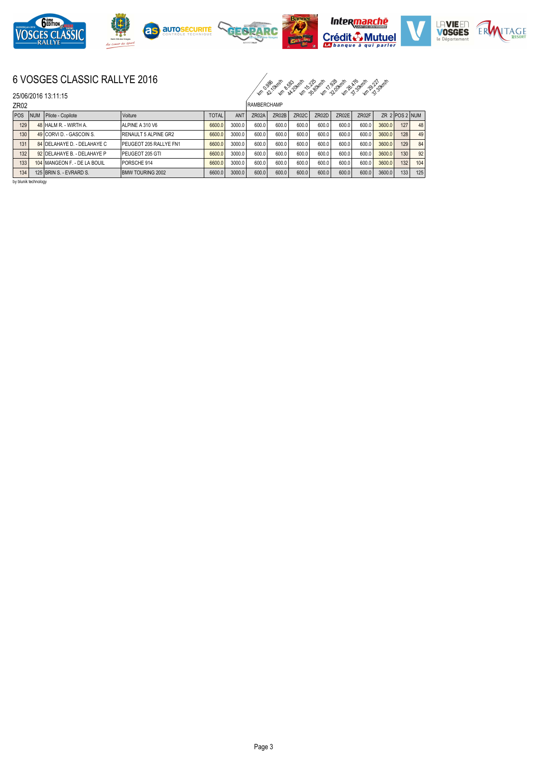# 6 VOSGES CLASSIC RALLYE 2016

25/06/2016 13:11:15

ZR02

RAMBERCHAMP

km 0.986 42.10km/h
km 8.583 44.20km/h
km 15.225 35.80km/h
km 17.928 32.00km/h
km 26.476 37.30km/h
km 29.227 37.30km/h

| POS | NUM | Pilote - Copilote | Voiture | TOTAL | ANT | ZR02A | ZR02B | ZR02C | ZR02D | ZR02E | ZR02F | ZR 2 | POS 2 | NUM |
|---|---|---|---|---|---|---|---|---|---|---|---|---|---|---|
| 129 | 48 | HALM R. - WIRTH A. | ALPINE A 310 V6 | 6600.0 | 3000.0 | 600.0 | 600.0 | 600.0 | 600.0 | 600.0 | 600.0 | 3600.0 | 127 | 48 |
| 130 | 49 | CORVI D. - GASCOIN S. | RENAULT 5 ALPINE GR2 | 6600.0 | 3000.0 | 600.0 | 600.0 | 600.0 | 600.0 | 600.0 | 600.0 | 3600.0 | 128 | 49 |
| 131 | 84 | DELAHAYE D. - DELAHAYE C | PEUGEOT 205 RALLYE FN1 | 6600.0 | 3000.0 | 600.0 | 600.0 | 600.0 | 600.0 | 600.0 | 600.0 | 3600.0 | 129 | 84 |
| 132 | 92 | DELAHAYE B. - DELAHAYE P | PEUGEOT 205 GTI | 6600.0 | 3000.0 | 600.0 | 600.0 | 600.0 | 600.0 | 600.0 | 600.0 | 3600.0 | 130 | 92 |
| 133 | 104 | MANGEON F. - DE LA BOUIL | PORSCHE 914 | 6600.0 | 3000.0 | 600.0 | 600.0 | 600.0 | 600.0 | 600.0 | 600.0 | 3600.0 | 132 | 104 |
| 134 | 125 | BRIN S. - EVRARD S. | BMW TOURING 2002 | 6600.0 | 3000.0 | 600.0 | 600.0 | 600.0 | 600.0 | 600.0 | 600.0 | 3600.0 | 133 | 125 |

by blunik technology